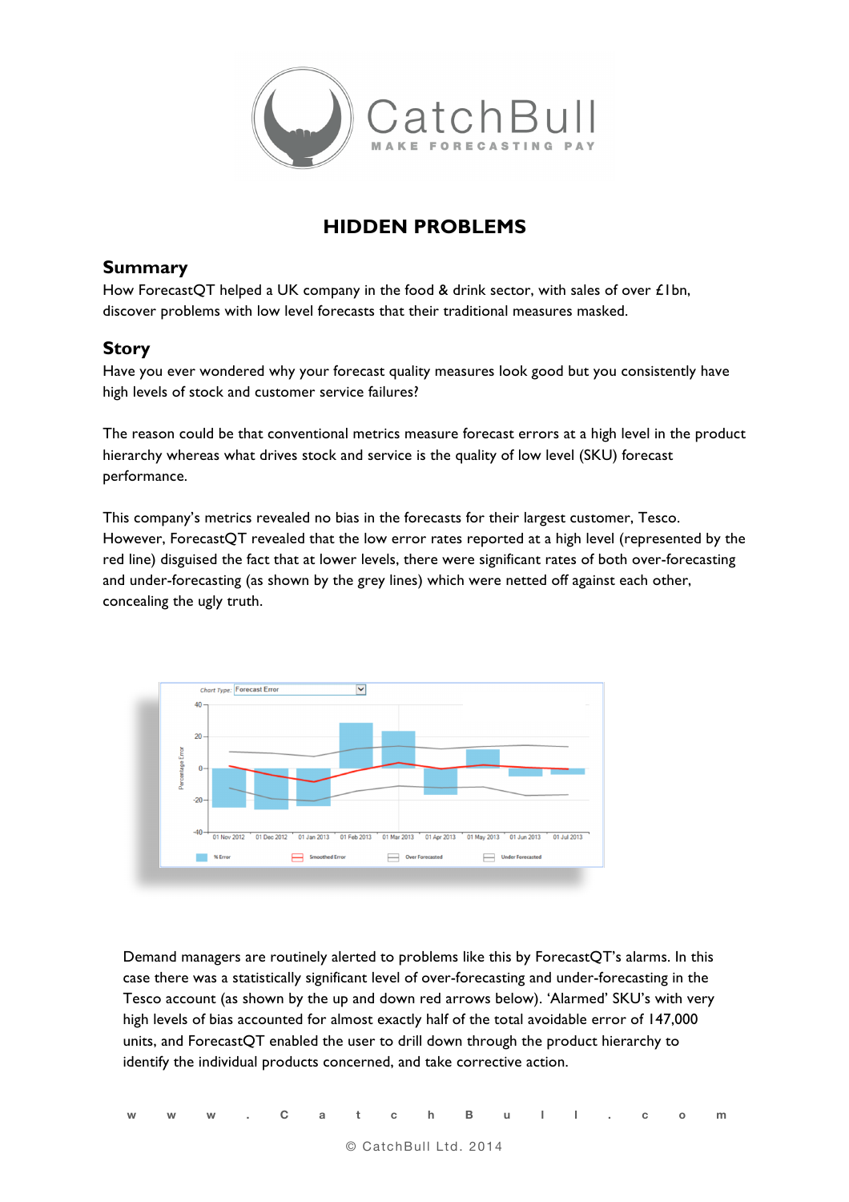# HIDDEN PROBLEMS

## Summary

How ForecastQT helped a UK company in the food & drink sector, with sales of over £1bn, discover problems with low level forecasts that their traditional measures masked.

## Story

Have you ever wondered why your forecast quality measures look good but you consistently have high levels of stock and customer service failures?

The reason could be that conventional metrics measure forecast errors at a high level in the product hierarchy whereas what drives stock and service is the quality of low level (SKU) forecast performance.

This company's metrics revealed no bias in the forecasts for their largest customer, Tesco. However, ForecastQT revealed that the low error rates reported at a high level (represented by the red line) disguised the fact that at lower levels, there were significant rates of both over-forecasting and under-forecasting (as shown by the grey lines) which were netted off against each other, concealing the ugly truth.

Demand managers are routinely alerted to problems like this by ForecastQT's alarms. In this case there was a statistically significant level of over-forecasting and under-forecasting in the Tesco account (as shown by the up and down red arrows below). 'Alarmed' SKU's with very high levels of bias accounted for almost exactly half of the total avoidable error of 147,000 units, and ForecastQT enabled the user to drill down through the product hierarchy to identify the individual products concerned, and take corrective action.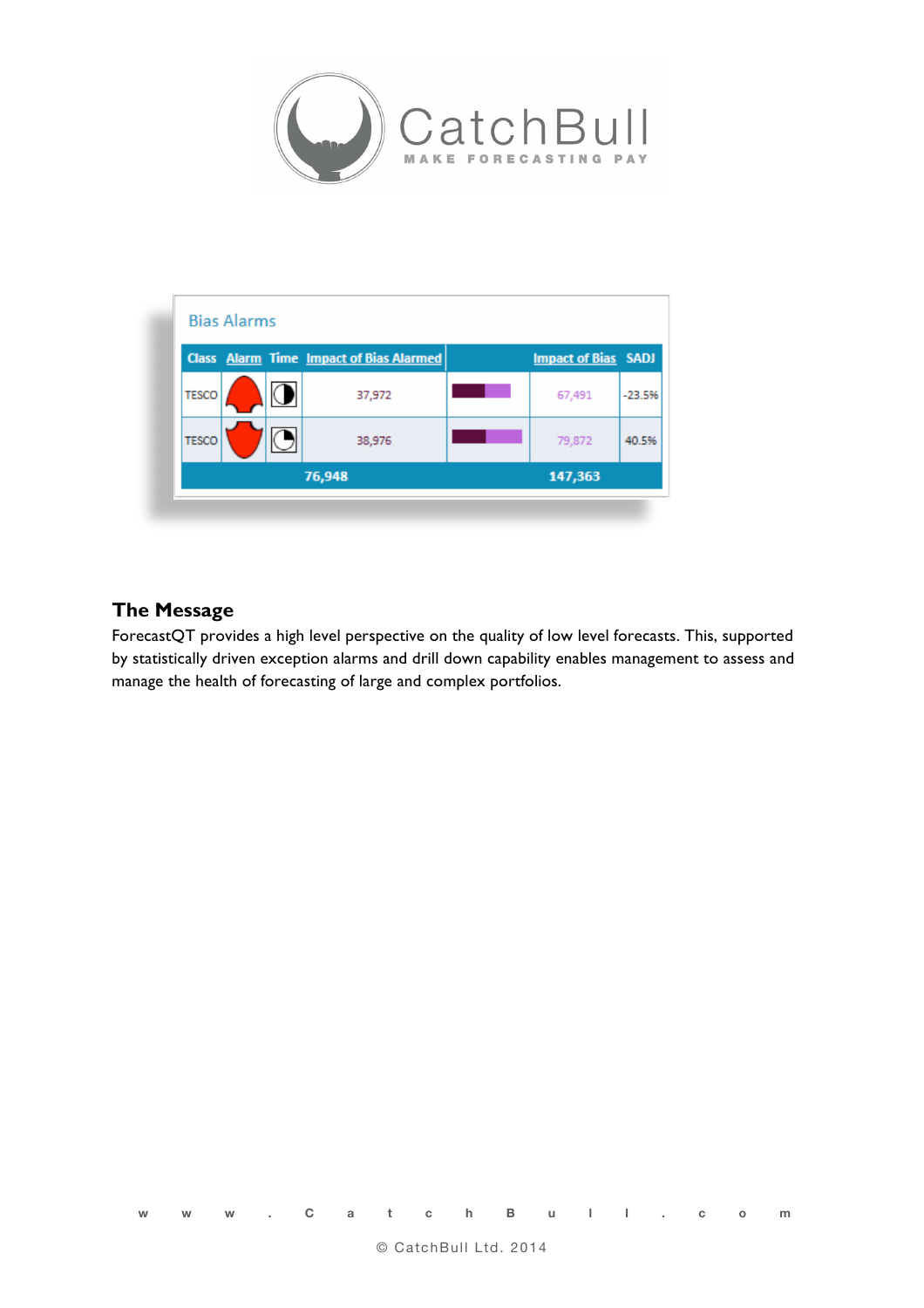CatchBull

MAKE FORECASTING PAY

Bias Alarms

| Class | Alarm | Time | Impact of Bias Alarmed | | Impact of Bias | SADJ |
|---|---|---|---|---|---|---|
| TESCO | | | 37,972 | | 67,491 | -23.5% |
| TESCO | | | 38,976 | | 79,872 | 40.5% |
| | | | 76,948 | | 147,363 | |

## The Message

ForecastQT provides a high level perspective on the quality of low level forecasts. This, supported by statistically driven exception alarms and drill down capability enables management to assess and manage the health of forecasting of large and complex portfolios.

www.CatchBull.com

© CatchBull Ltd. 2014